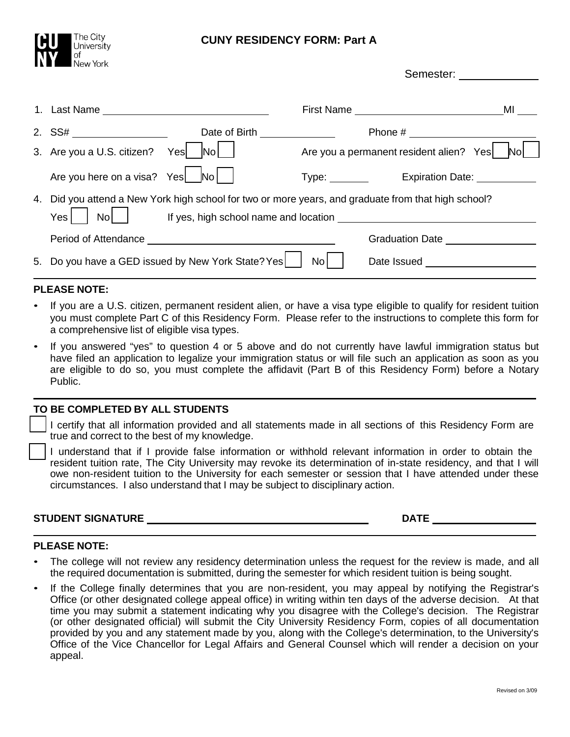The City University of New York

# CUNY RESIDENCY FORM: Part A

Semester: ______________

1. Last Name ______________________________ First Name ____________________________ MI ____
2. SS# _________________ Date of Birth ______________ Phone # ________________________
3. Are you a U.S. citizen? Yes ☐ No ☐ Are you a permanent resident alien? Yes ☐ No ☐

   Are you here on a visa? Yes ☐ No ☐ Type: ________ Expiration Date: ___________
4. Did you attend a New York high school for two or more years, and graduate from that high school?

   Yes ☐ No ☐ If yes, high school name and location ____________________________________

   Period of Attendance __________________________________ Graduation Date _________________
5. Do you have a GED issued by New York State? Yes ☐ No ☐ Date Issued ____________________

**PLEASE NOTE:**

- If you are a U.S. citizen, permanent resident alien, or have a visa type eligible to qualify for resident tuition you must complete Part C of this Residency Form. Please refer to the instructions to complete this form for a comprehensive list of eligible visa types.
- If you answered "yes" to question 4 or 5 above and do not currently have lawful immigration status but have filed an application to legalize your immigration status or will file such an application as soon as you are eligible to do so, you must complete the affidavit (Part B of this Residency Form) before a Notary Public.

**TO BE COMPLETED BY ALL STUDENTS**

☐ I certify that all information provided and all statements made in all sections of this Residency Form are true and correct to the best of my knowledge.

☐ I understand that if I provide false information or withhold relevant information in order to obtain the resident tuition rate, The City University may revoke its determination of in-state residency, and that I will owe non-resident tuition to the University for each semester or session that I have attended under these circumstances. I also understand that I may be subject to disciplinary action.

**STUDENT SIGNATURE** ________________________________________ **DATE** __________________

**PLEASE NOTE:**

- The college will not review any residency determination unless the request for the review is made, and all the required documentation is submitted, during the semester for which resident tuition is being sought.
- If the College finally determines that you are non-resident, you may appeal by notifying the Registrar's Office (or other designated college appeal office) in writing within ten days of the adverse decision. At that time you may submit a statement indicating why you disagree with the College's decision. The Registrar (or other designated official) will submit the City University Residency Form, copies of all documentation provided by you and any statement made by you, along with the College's determination, to the University's Office of the Vice Chancellor for Legal Affairs and General Counsel which will render a decision on your appeal.

Revised on 3/09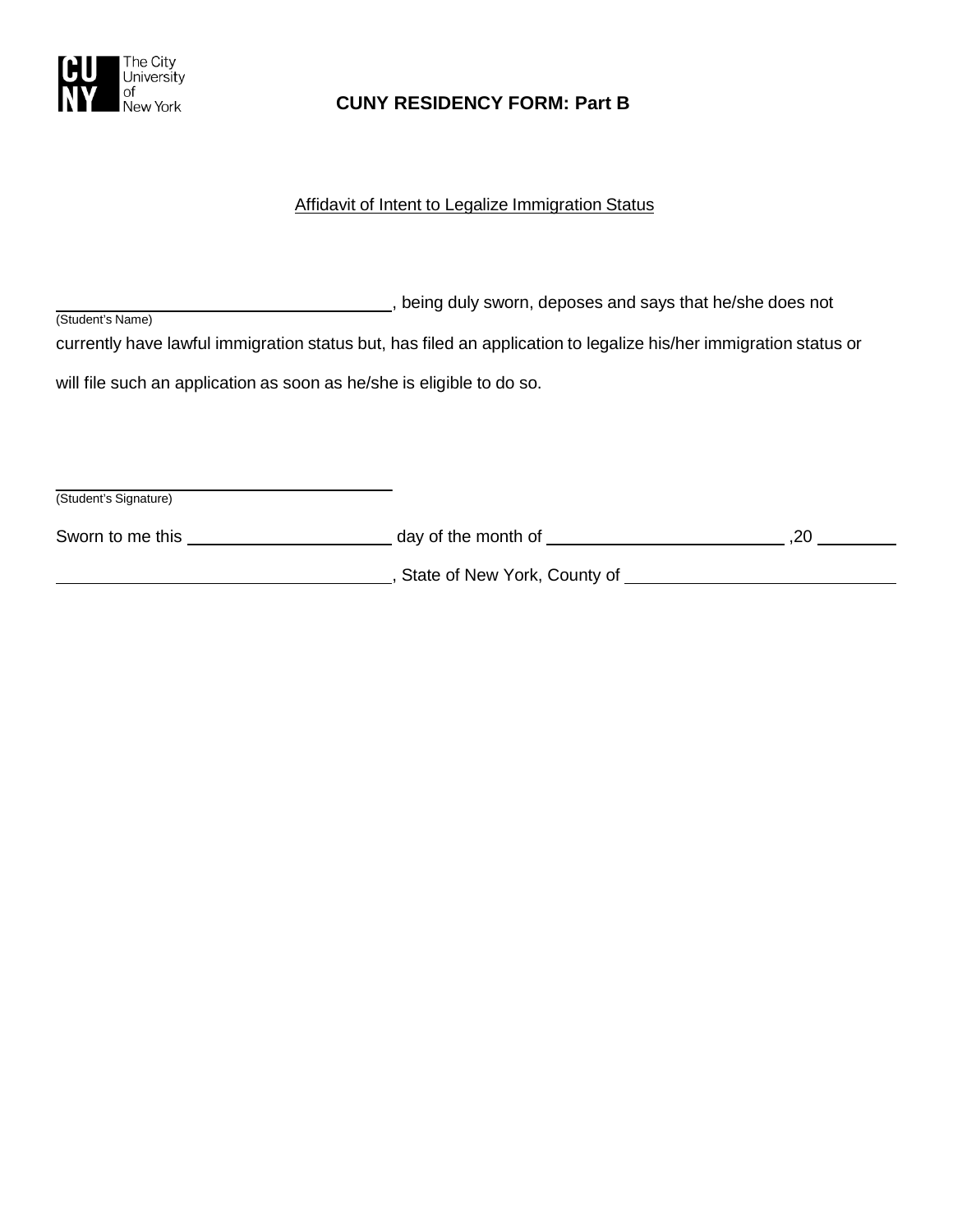The City University of New York

# CUNY RESIDENCY FORM: Part B

Affidavit of Intent to Legalize Immigration Status

\_\_\_\_\_\_\_\_\_\_\_\_\_\_\_\_\_\_\_\_\_\_\_\_\_\_\_\_\_\_\_\_\_\_\_\_, being duly sworn, deposes and says that he/she does not
(Student's Name)

currently have lawful immigration status but, has filed an application to legalize his/her immigration status or will file such an application as soon as he/she is eligible to do so.

\_\_\_\_\_\_\_\_\_\_\_\_\_\_\_\_\_\_\_\_\_\_\_\_\_\_\_\_\_\_\_\_\_\_\_\_
(Student's Signature)

Sworn to me this \_\_\_\_\_\_\_\_\_\_\_\_\_\_\_\_\_\_\_\_ day of the month of \_\_\_\_\_\_\_\_\_\_\_\_\_\_\_\_\_\_\_\_\_\_\_ ,20 \_\_\_\_\_\_\_\_

\_\_\_\_\_\_\_\_\_\_\_\_\_\_\_\_\_\_\_\_\_\_\_\_\_\_\_\_\_\_\_\_\_\_\_\_, State of New York, County of \_\_\_\_\_\_\_\_\_\_\_\_\_\_\_\_\_\_\_\_\_\_\_\_\_\_\_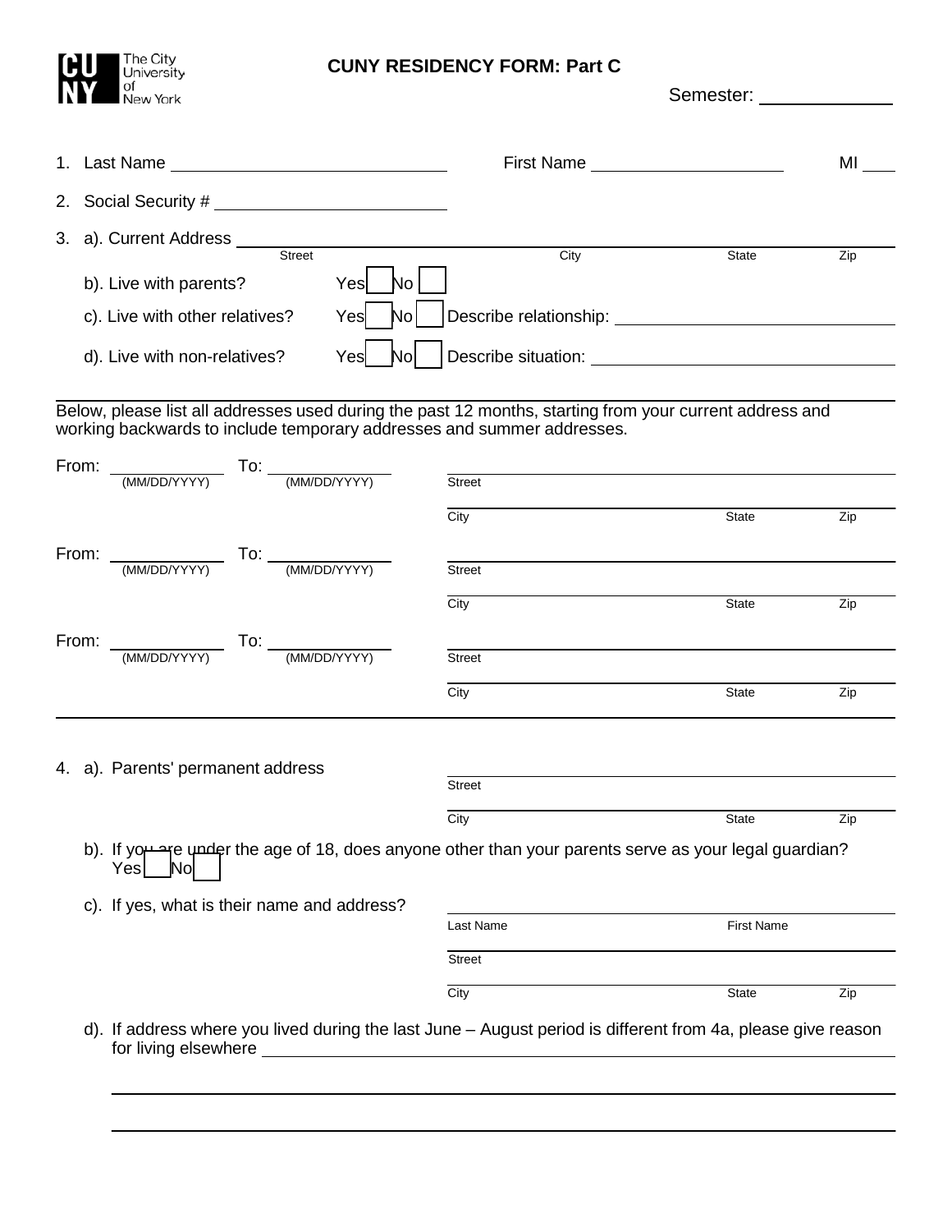# CUNY RESIDENCY FORM: Part C

Semester: ____________

1. Last Name ______________________ First Name ____________________ MI ____

2. Social Security # ______________________

3. a). Current Address ______________________________________________
   Street City State Zip

   b). Live with parents? Yes ☐ No ☐

   c). Live with other relatives? Yes ☐ No ☐ Describe relationship: ______________________

   d). Live with non-relatives? Yes ☐ No ☐ Describe situation: ______________________

---

Below, please list all addresses used during the past 12 months, starting from your current address and working backwards to include temporary addresses and summer addresses.

From: ____________ To: ____________ ______________________________
(MM/DD/YYYY) (MM/DD/YYYY) Street

______________________________
City State Zip

From: ____________ To: ____________ ______________________________
(MM/DD/YYYY) (MM/DD/YYYY) Street

______________________________
City State Zip

From: ____________ To: ____________ ______________________________
(MM/DD/YYYY) (MM/DD/YYYY) Street

______________________________
City State Zip

---

4. a). Parents' permanent address ______________________________
   Street

   ______________________________
   City State Zip

   b). If you are under the age of 18, does anyone other than your parents serve as your legal guardian?
   Yes ☐ No ☐

   c). If yes, what is their name and address? ______________________________
   Last Name First Name

   ______________________________
   Street

   ______________________________
   City State Zip

   d). If address where you lived during the last June – August period is different from 4a, please give reason for living elsewhere ______________________________________________

   ______________________________________________

   ______________________________________________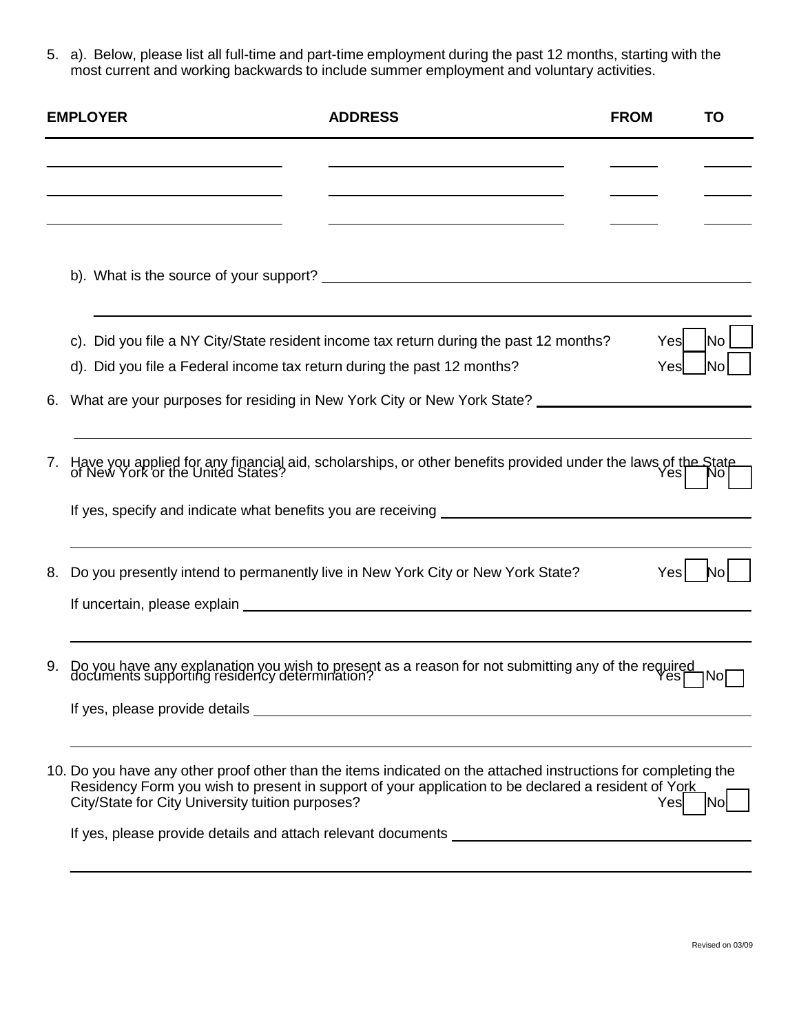5. a). Below, please list all full-time and part-time employment during the past 12 months, starting with the most current and working backwards to include summer employment and voluntary activities.

| EMPLOYER | ADDRESS | FROM | TO |
|---|---|---|---|
| | | | |
| | | | |
| | | | |

b). What is the source of your support? ______________________________________________

______________________________________________

c). Did you file a NY City/State resident income tax return during the past 12 months? Yes ☐ No ☐

d). Did you file a Federal income tax return during the past 12 months? Yes ☐ No ☐

6. What are your purposes for residing in New York City or New York State? ______________________________

______________________________________________

7. Have you applied for any financial aid, scholarships, or other benefits provided under the laws of the State of New York or the United States? Yes ☐ No ☐

If yes, specify and indicate what benefits you are receiving ______________________________

______________________________________________

8. Do you presently intend to permanently live in New York City or New York State? Yes ☐ No ☐

If uncertain, please explain ______________________________________________

______________________________________________

9. Do you have any explanation you wish to present as a reason for not submitting any of the required documents supporting residency determination? Yes ☐ No ☐

If yes, please provide details ______________________________________________

______________________________________________

10. Do you have any other proof other than the items indicated on the attached instructions for completing the Residency Form you wish to present in support of your application to be declared a resident of York City/State for City University tuition purposes? Yes ☐ No ☐

If yes, please provide details and attach relevant documents ______________________________

______________________________________________

Revised on 03/09